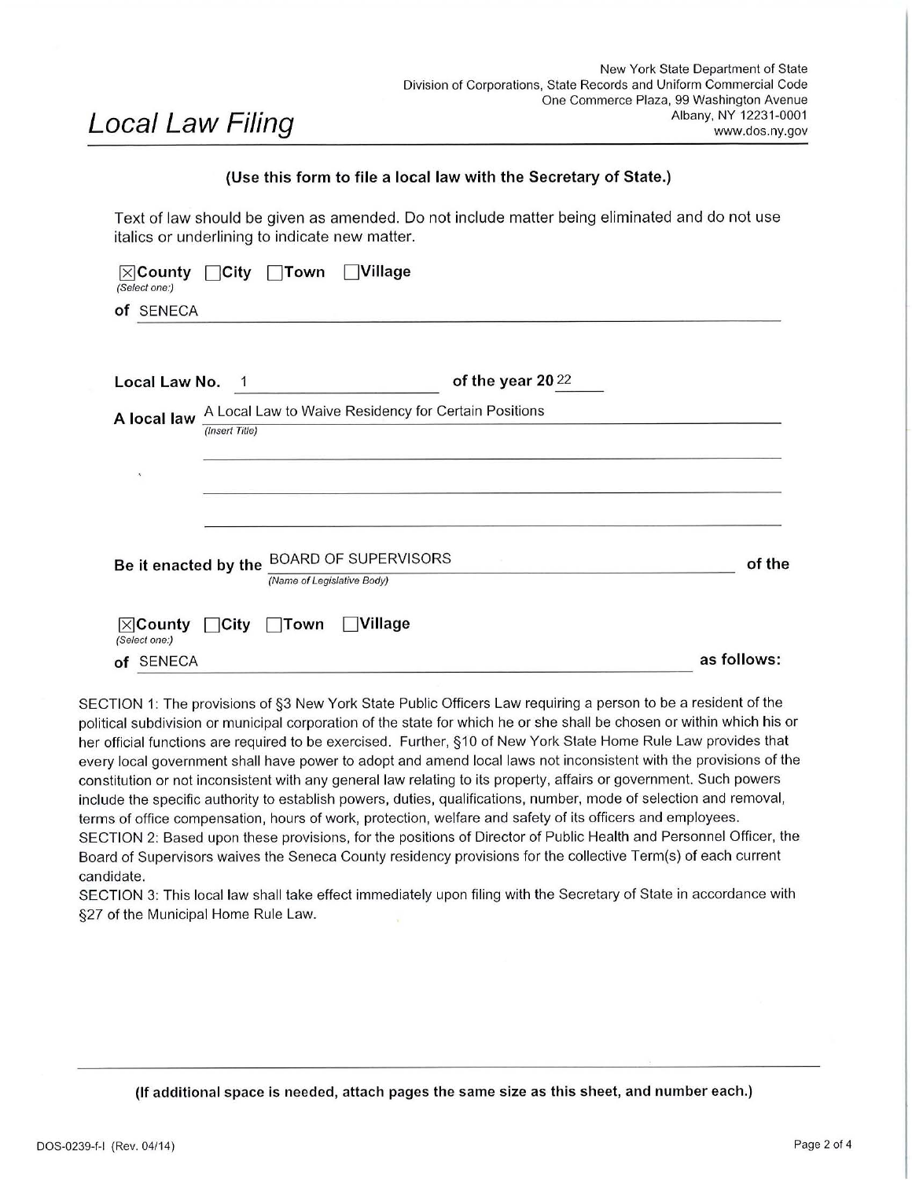New York State Department of State
Division of Corporations, State Records and Uniform Commercial Code
One Commerce Plaza, 99 Washington Avenue
Albany, NY 12231-0001
www.dos.ny.gov

# Local Law Filing

**(Use this form to file a local law with the Secretary of State.)**

Text of law should be given as amended. Do not include matter being eliminated and do not use italics or underlining to indicate new matter.

☒ **County** ☐ **City** ☐ **Town** ☐ **Village**
*(Select one:)*

**of** SENECA

**Local Law No.** 1 **of the year 20**22

**A local law** A Local Law to Waive Residency for Certain Positions
*(Insert Title)*

**Be it enacted by the** BOARD OF SUPERVISORS **of the**
*(Name of Legislative Body)*

☒ **County** ☐ **City** ☐ **Town** ☐ **Village**
*(Select one:)*

**of** SENECA **as follows:**

SECTION 1: The provisions of §3 New York State Public Officers Law requiring a person to be a resident of the political subdivision or municipal corporation of the state for which he or she shall be chosen or within which his or her official functions are required to be exercised. Further, §10 of New York State Home Rule Law provides that every local government shall have power to adopt and amend local laws not inconsistent with the provisions of the constitution or not inconsistent with any general law relating to its property, affairs or government. Such powers include the specific authority to establish powers, duties, qualifications, number, mode of selection and removal, terms of office compensation, hours of work, protection, welfare and safety of its officers and employees.

SECTION 2: Based upon these provisions, for the positions of Director of Public Health and Personnel Officer, the Board of Supervisors waives the Seneca County residency provisions for the collective Term(s) of each current candidate.

SECTION 3: This local law shall take effect immediately upon filing with the Secretary of State in accordance with §27 of the Municipal Home Rule Law.

**(If additional space is needed, attach pages the same size as this sheet, and number each.)**

DOS-0239-f-l (Rev. 04/14)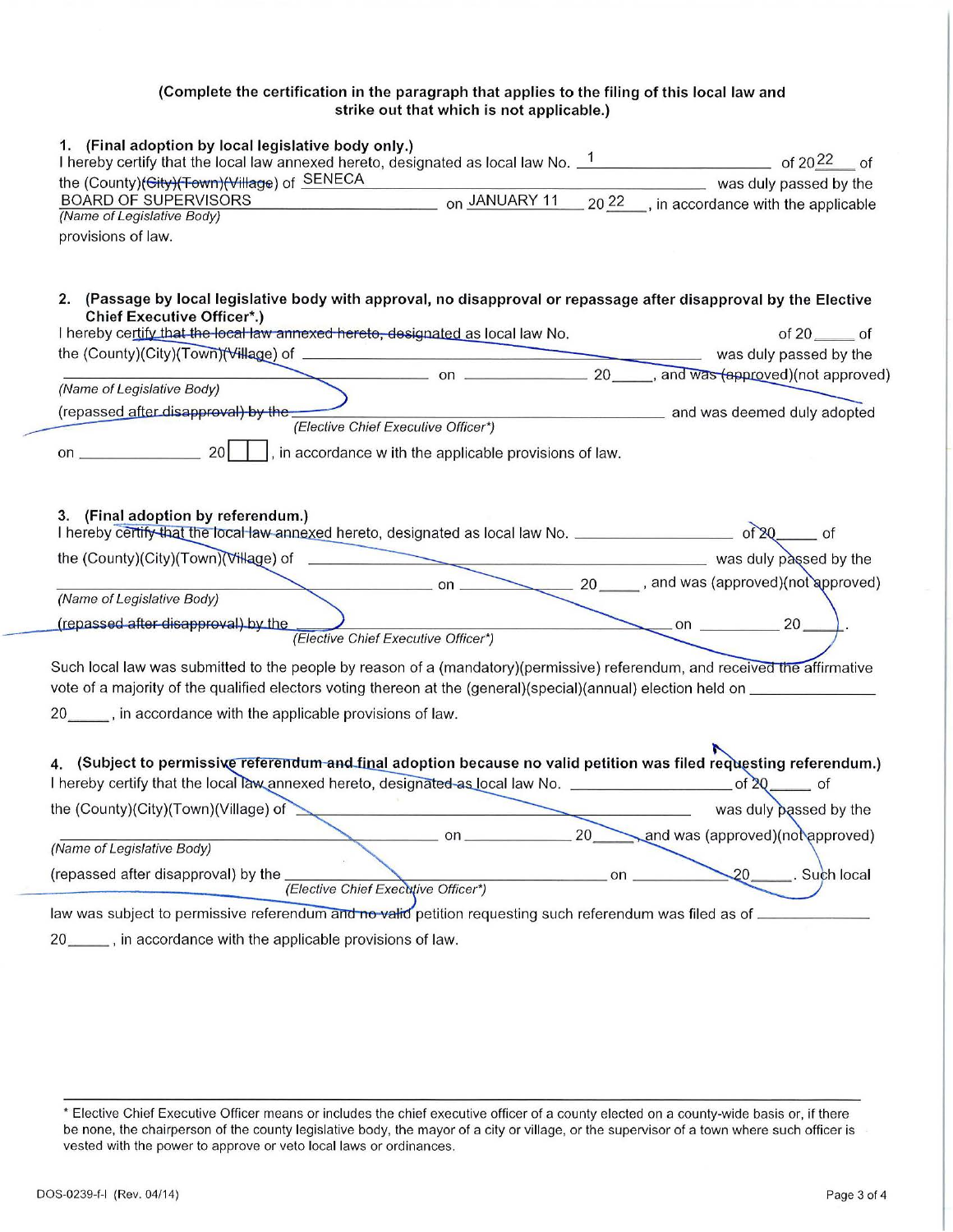**(Complete the certification in the paragraph that applies to the filing of this local law and strike out that which is not applicable.)**

**1. (Final adoption by local legislative body only.)**

I hereby certify that the local law annexed hereto, designated as local law No. 1 of 2022 of the (County)~~(City)(Town)(Village)~~ of SENECA was duly passed by the BOARD OF SUPERVISORS on JANUARY 11 2022, in accordance with the applicable provisions of law.

*(Name of Legislative Body)*

**2. (Passage by local legislative body with approval, no disapproval or repassage after disapproval by the Elective Chief Executive Officer\*.)**

I hereby certify that the local law annexed hereto, designated as local law No. ______ of 20____ of the (County)(City)(Town)(Village) of ______________ was duly passed by the ______________ on ______________ 20____, and was (approved)(not approved)

*(Name of Legislative Body)*

(repassed after disapproval) by the ______________ and was deemed duly adopted

*(Elective Chief Executive Officer\*)*

on ______________ 20____, in accordance with the applicable provisions of law.

**3. (Final adoption by referendum.)**

I hereby certify that the local law annexed hereto, designated as local law No. ______ of 20____ of the (County)(City)(Town)(Village) of ______________ was duly passed by the ______________ on ______________ 20____, and was (approved)(not approved)

*(Name of Legislative Body)*

(repassed after disapproval) by the ______________ on ______________ 20____.

*(Elective Chief Executive Officer\*)*

Such local law was submitted to the people by reason of a (mandatory)(permissive) referendum, and received the affirmative vote of a majority of the qualified electors voting thereon at the (general)(special)(annual) election held on ______________ 20____, in accordance with the applicable provisions of law.

**4. (Subject to permissive referendum and final adoption because no valid petition was filed requesting referendum.)**

I hereby certify that the local law annexed hereto, designated as local law No. ______ of 20____ of the (County)(City)(Town)(Village) of ______________ was duly passed by the ______________ on ______________ 20____, and was (approved)(not approved)

*(Name of Legislative Body)*

(repassed after disapproval) by the ______________ on ______________ 20____. Such local

*(Elective Chief Executive Officer\*)*

law was subject to permissive referendum and no valid petition requesting such referendum was filed as of ______________ 20____, in accordance with the applicable provisions of law.

---

\* Elective Chief Executive Officer means or includes the chief executive officer of a county elected on a county-wide basis or, if there be none, the chairperson of the county legislative body, the mayor of a city or village, or the supervisor of a town where such officer is vested with the power to approve or veto local laws or ordinances.

DOS-0239-f-l (Rev. 04/14)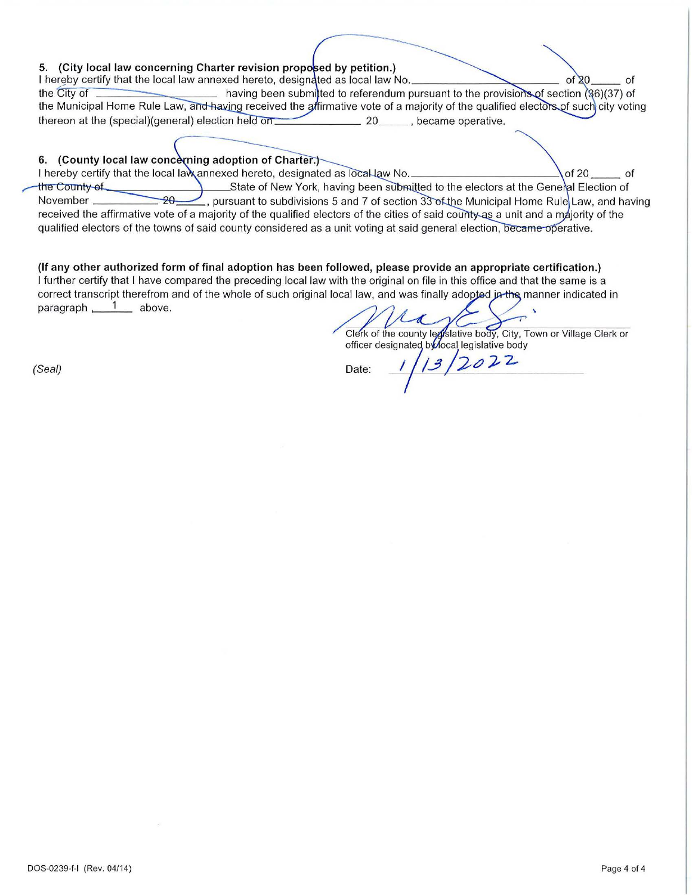**5. (City local law concerning Charter revision proposed by petition.)**
I hereby certify that the local law annexed hereto, designated as local law No.\_\_\_\_\_\_\_\_\_\_\_\_\_\_\_\_\_\_\_\_ of 20\_\_\_\_\_ of the City of \_\_\_\_\_\_\_\_\_\_\_\_\_\_\_\_\_\_\_\_ having been submitted to referendum pursuant to the provisions of section (36)(37) of the Municipal Home Rule Law, and having received the affirmative vote of a majority of the qualified electors of such city voting thereon at the (special)(general) election held on \_\_\_\_\_\_\_\_\_\_\_\_\_\_\_\_ 20\_\_\_\_\_, became operative.

**6. (County local law concerning adoption of Charter.)**
I hereby certify that the local law annexed hereto, designated as local law No.\_\_\_\_\_\_\_\_\_\_\_\_\_\_\_\_\_\_\_\_ of 20\_\_\_\_\_ of the County of \_\_\_\_\_\_\_\_\_\_\_\_\_\_\_\_\_\_\_\_ State of New York, having been submitted to the electors at the General Election of November \_\_\_\_\_\_\_\_\_\_\_\_ 20\_\_\_\_\_, pursuant to subdivisions 5 and 7 of section 33 of the Municipal Home Rule Law, and having received the affirmative vote of a majority of the qualified electors of the cities of said county as a unit and a majority of the qualified electors of the towns of said county considered as a unit voting at said general election, became operative.

**(If any other authorized form of final adoption has been followed, please provide an appropriate certification.)**
I further certify that I have compared the preceding local law with the original on file in this office and that the same is a correct transcript therefrom and of the whole of such original local law, and was finally adopted in the manner indicated in paragraph 1 above.

\_\_\_\_\_\_\_\_\_\_\_\_\_\_\_\_\_\_\_\_\_\_\_\_\_\_\_\_\_\_\_\_
Clerk of the county legislative body, City, Town or Village Clerk or officer designated by local legislative body

*(Seal)*

Date: 1/13/2022

DOS-0239-f-l (Rev. 04/14)